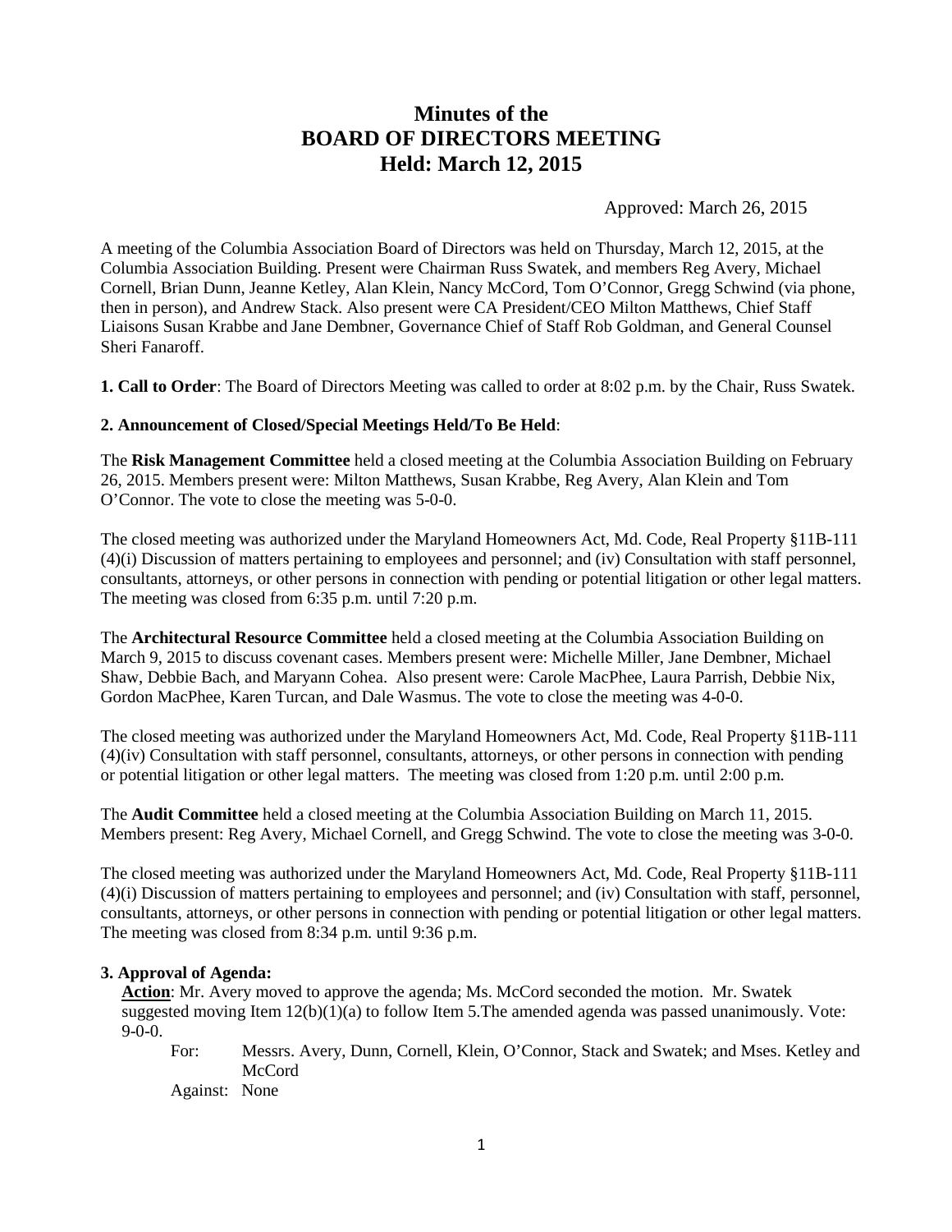# Minutes of the BOARD OF DIRECTORS MEETING Held: March 12, 2015

Approved: March 26, 2015

A meeting of the Columbia Association Board of Directors was held on Thursday, March 12, 2015, at the Columbia Association Building. Present were Chairman Russ Swatek, and members Reg Avery, Michael Cornell, Brian Dunn, Jeanne Ketley, Alan Klein, Nancy McCord, Tom O'Connor, Gregg Schwind (via phone, then in person), and Andrew Stack. Also present were CA President/CEO Milton Matthews, Chief Staff Liaisons Susan Krabbe and Jane Dembner, Governance Chief of Staff Rob Goldman, and General Counsel Sheri Fanaroff.

**1. Call to Order**: The Board of Directors Meeting was called to order at 8:02 p.m. by the Chair, Russ Swatek.

**2. Announcement of Closed/Special Meetings Held/To Be Held**:

The **Risk Management Committee** held a closed meeting at the Columbia Association Building on February 26, 2015. Members present were: Milton Matthews, Susan Krabbe, Reg Avery, Alan Klein and Tom O'Connor. The vote to close the meeting was 5-0-0.

The closed meeting was authorized under the Maryland Homeowners Act, Md. Code, Real Property §11B-111 (4)(i) Discussion of matters pertaining to employees and personnel; and (iv) Consultation with staff personnel, consultants, attorneys, or other persons in connection with pending or potential litigation or other legal matters. The meeting was closed from 6:35 p.m. until 7:20 p.m.

The **Architectural Resource Committee** held a closed meeting at the Columbia Association Building on March 9, 2015 to discuss covenant cases. Members present were: Michelle Miller, Jane Dembner, Michael Shaw, Debbie Bach, and Maryann Cohea. Also present were: Carole MacPhee, Laura Parrish, Debbie Nix, Gordon MacPhee, Karen Turcan, and Dale Wasmus. The vote to close the meeting was 4-0-0.

The closed meeting was authorized under the Maryland Homeowners Act, Md. Code, Real Property §11B-111 (4)(iv) Consultation with staff personnel, consultants, attorneys, or other persons in connection with pending or potential litigation or other legal matters. The meeting was closed from 1:20 p.m. until 2:00 p.m.

The **Audit Committee** held a closed meeting at the Columbia Association Building on March 11, 2015. Members present: Reg Avery, Michael Cornell, and Gregg Schwind. The vote to close the meeting was 3-0-0.

The closed meeting was authorized under the Maryland Homeowners Act, Md. Code, Real Property §11B-111 (4)(i) Discussion of matters pertaining to employees and personnel; and (iv) Consultation with staff, personnel, consultants, attorneys, or other persons in connection with pending or potential litigation or other legal matters. The meeting was closed from 8:34 p.m. until 9:36 p.m.

**3. Approval of Agenda:**

**Action**: Mr. Avery moved to approve the agenda; Ms. McCord seconded the motion. Mr. Swatek suggested moving Item 12(b)(1)(a) to follow Item 5.The amended agenda was passed unanimously. Vote: 9-0-0.

For: Messrs. Avery, Dunn, Cornell, Klein, O'Connor, Stack and Swatek; and Mses. Ketley and McCord

Against: None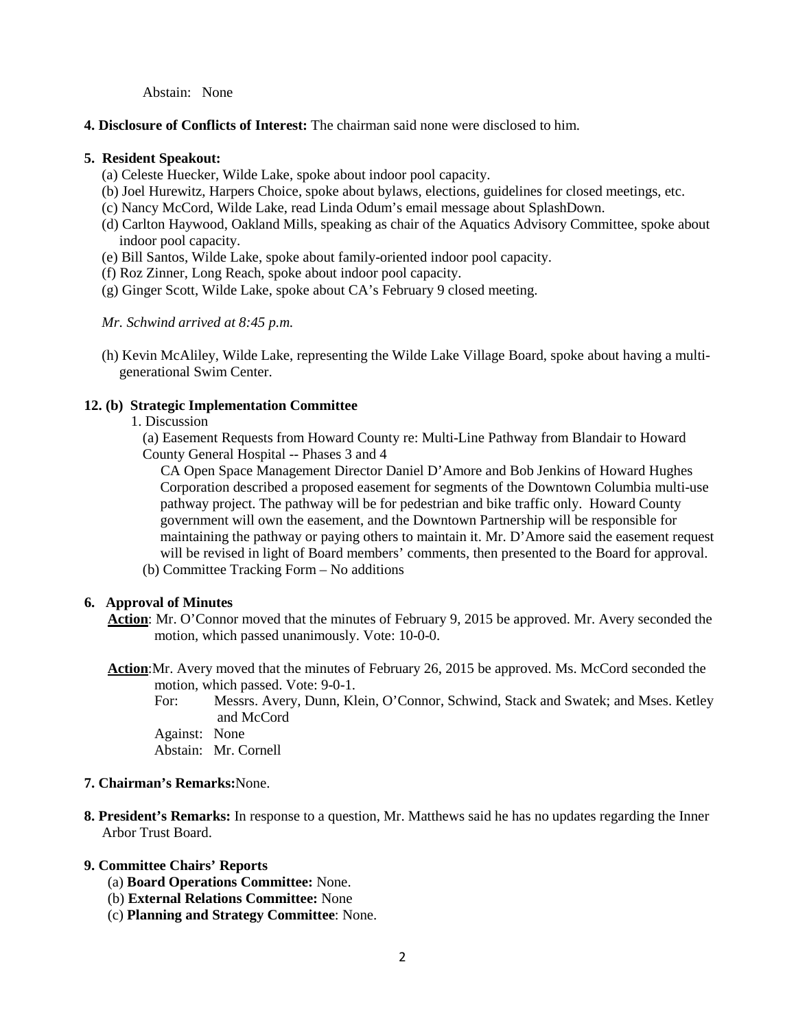Abstain: None

**4. Disclosure of Conflicts of Interest:** The chairman said none were disclosed to him.

**5. Resident Speakout:**

(a) Celeste Huecker, Wilde Lake, spoke about indoor pool capacity.
(b) Joel Hurewitz, Harpers Choice, spoke about bylaws, elections, guidelines for closed meetings, etc.
(c) Nancy McCord, Wilde Lake, read Linda Odum's email message about SplashDown.
(d) Carlton Haywood, Oakland Mills, speaking as chair of the Aquatics Advisory Committee, spoke about indoor pool capacity.
(e) Bill Santos, Wilde Lake, spoke about family-oriented indoor pool capacity.
(f) Roz Zinner, Long Reach, spoke about indoor pool capacity.
(g) Ginger Scott, Wilde Lake, spoke about CA's February 9 closed meeting.

*Mr. Schwind arrived at 8:45 p.m.*

(h) Kevin McAliley, Wilde Lake, representing the Wilde Lake Village Board, spoke about having a multi-generational Swim Center.

**12. (b) Strategic Implementation Committee**

1. Discussion

(a) Easement Requests from Howard County re: Multi-Line Pathway from Blandair to Howard County General Hospital -- Phases 3 and 4

CA Open Space Management Director Daniel D'Amore and Bob Jenkins of Howard Hughes Corporation described a proposed easement for segments of the Downtown Columbia multi-use pathway project. The pathway will be for pedestrian and bike traffic only. Howard County government will own the easement, and the Downtown Partnership will be responsible for maintaining the pathway or paying others to maintain it. Mr. D'Amore said the easement request will be revised in light of Board members' comments, then presented to the Board for approval.

(b) Committee Tracking Form – No additions

**6. Approval of Minutes**

**Action**: Mr. O'Connor moved that the minutes of February 9, 2015 be approved. Mr. Avery seconded the motion, which passed unanimously. Vote: 10-0-0.

**Action**:Mr. Avery moved that the minutes of February 26, 2015 be approved. Ms. McCord seconded the motion, which passed. Vote: 9-0-1.

For: Messrs. Avery, Dunn, Klein, O'Connor, Schwind, Stack and Swatek; and Mses. Ketley and McCord
Against: None
Abstain: Mr. Cornell

**7. Chairman's Remarks:**None.

**8. President's Remarks:** In response to a question, Mr. Matthews said he has no updates regarding the Inner Arbor Trust Board.

**9. Committee Chairs' Reports**

(a) **Board Operations Committee:** None.
(b) **External Relations Committee:** None
(c) **Planning and Strategy Committee**: None.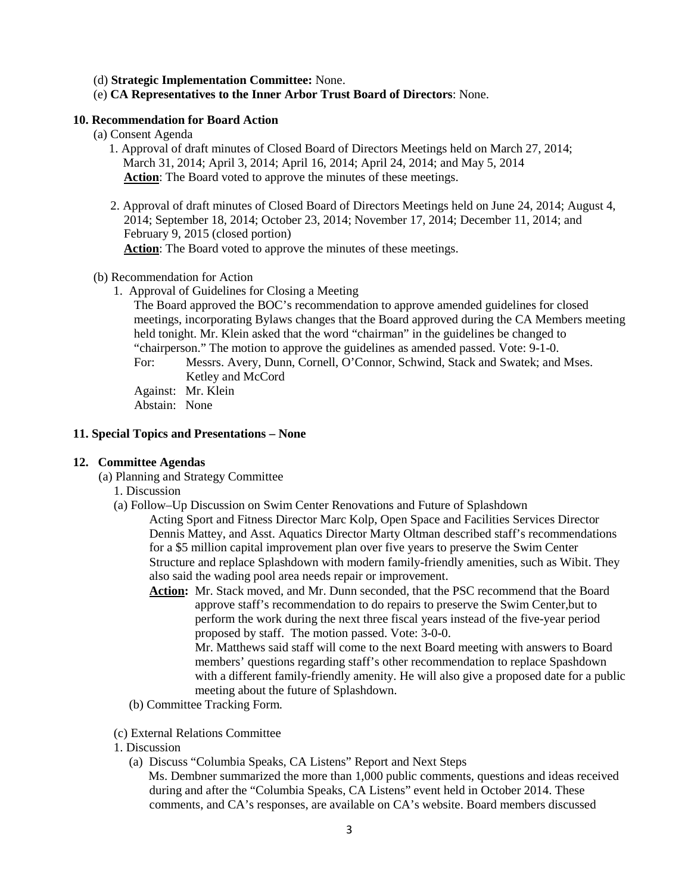(d) **Strategic Implementation Committee:** None.

(e) **CA Representatives to the Inner Arbor Trust Board of Directors**: None.

**10. Recommendation for Board Action**

(a) Consent Agenda

1. Approval of draft minutes of Closed Board of Directors Meetings held on March 27, 2014; March 31, 2014; April 3, 2014; April 16, 2014; April 24, 2014; and May 5, 2014

   **Action**: The Board voted to approve the minutes of these meetings.

2. Approval of draft minutes of Closed Board of Directors Meetings held on June 24, 2014; August 4, 2014; September 18, 2014; October 23, 2014; November 17, 2014; December 11, 2014; and February 9, 2015 (closed portion)

   **Action**: The Board voted to approve the minutes of these meetings.

(b) Recommendation for Action

1. Approval of Guidelines for Closing a Meeting

   The Board approved the BOC's recommendation to approve amended guidelines for closed meetings, incorporating Bylaws changes that the Board approved during the CA Members meeting held tonight. Mr. Klein asked that the word "chairman" in the guidelines be changed to "chairperson." The motion to approve the guidelines as amended passed. Vote: 9-1-0.

   For: Messrs. Avery, Dunn, Cornell, O'Connor, Schwind, Stack and Swatek; and Mses. Ketley and McCord

   Against: Mr. Klein

   Abstain: None

**11. Special Topics and Presentations – None**

**12. Committee Agendas**

(a) Planning and Strategy Committee

1. Discussion

(a) Follow–Up Discussion on Swim Center Renovations and Future of Splashdown

Acting Sport and Fitness Director Marc Kolp, Open Space and Facilities Services Director Dennis Mattey, and Asst. Aquatics Director Marty Oltman described staff's recommendations for a $5 million capital improvement plan over five years to preserve the Swim Center Structure and replace Splashdown with modern family-friendly amenities, such as Wibit. They also said the wading pool area needs repair or improvement.

**Action:** Mr. Stack moved, and Mr. Dunn seconded, that the PSC recommend that the Board approve staff's recommendation to do repairs to preserve the Swim Center,but to perform the work during the next three fiscal years instead of the five-year period proposed by staff. The motion passed. Vote: 3-0-0.

Mr. Matthews said staff will come to the next Board meeting with answers to Board members' questions regarding staff's other recommendation to replace Spashdown with a different family-friendly amenity. He will also give a proposed date for a public meeting about the future of Splashdown.

(b) Committee Tracking Form.

(c) External Relations Committee

1. Discussion

(a) Discuss "Columbia Speaks, CA Listens" Report and Next Steps

Ms. Dembner summarized the more than 1,000 public comments, questions and ideas received during and after the "Columbia Speaks, CA Listens" event held in October 2014. These comments, and CA's responses, are available on CA's website. Board members discussed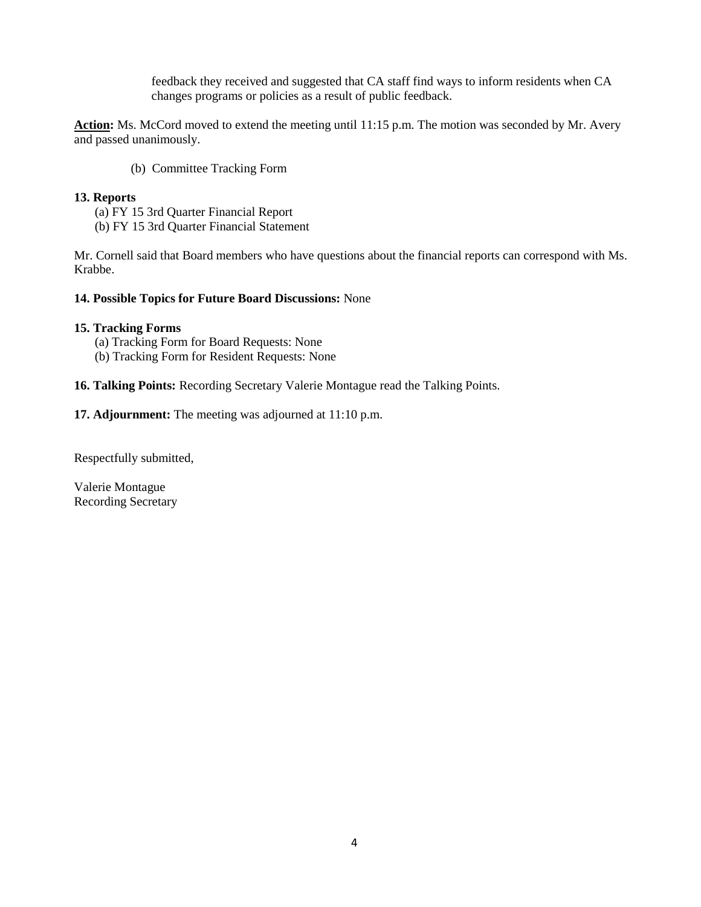feedback they received and suggested that CA staff find ways to inform residents when CA changes programs or policies as a result of public feedback.

**Action:** Ms. McCord moved to extend the meeting until 11:15 p.m. The motion was seconded by Mr. Avery and passed unanimously.

(b) Committee Tracking Form

**13. Reports**

(a) FY 15 3rd Quarter Financial Report
(b) FY 15 3rd Quarter Financial Statement

Mr. Cornell said that Board members who have questions about the financial reports can correspond with Ms. Krabbe.

**14. Possible Topics for Future Board Discussions:** None

**15. Tracking Forms**

(a) Tracking Form for Board Requests: None
(b) Tracking Form for Resident Requests: None

**16. Talking Points:** Recording Secretary Valerie Montague read the Talking Points.

**17. Adjournment:** The meeting was adjourned at 11:10 p.m.

Respectfully submitted,

Valerie Montague
Recording Secretary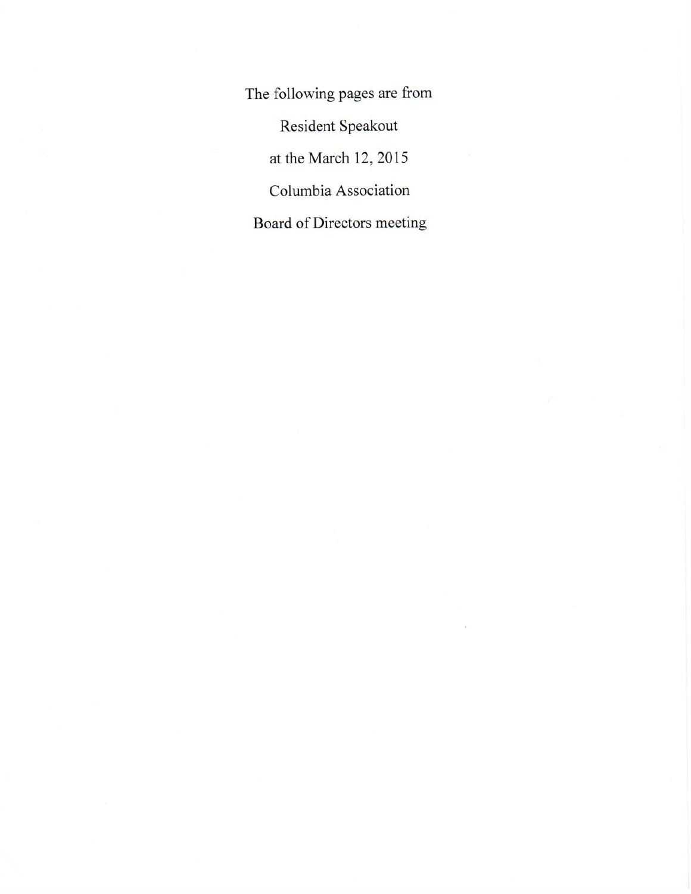The following pages are from

Resident Speakout

at the March 12, 2015

Columbia Association

Board of Directors meeting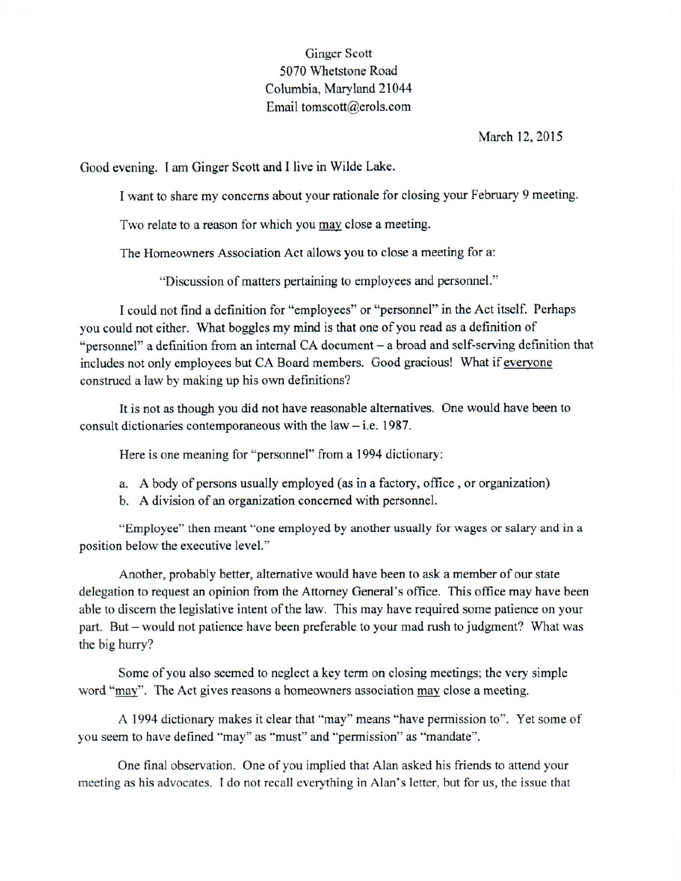Ginger Scott
5070 Whetstone Road
Columbia, Maryland 21044
Email tomscott@erols.com

March 12, 2015

Good evening. I am Ginger Scott and I live in Wilde Lake.

I want to share my concerns about your rationale for closing your February 9 meeting.

Two relate to a reason for which you <u>may</u> close a meeting.

The Homeowners Association Act allows you to close a meeting for a:

"Discussion of matters pertaining to employees and personnel."

I could not find a definition for "employees" or "personnel" in the Act itself. Perhaps you could not either. What boggles my mind is that one of you read as a definition of "personnel" a definition from an internal CA document – a broad and self-serving definition that includes not only employees but CA Board members. Good gracious! What if <u>everyone</u> construed a law by making up his own definitions?

It is not as though you did not have reasonable alternatives. One would have been to consult dictionaries contemporaneous with the law – i.e. 1987.

Here is one meaning for "personnel" from a 1994 dictionary:

a. A body of persons usually employed (as in a factory, office , or organization)
b. A division of an organization concerned with personnel.

"Employee" then meant "one employed by another usually for wages or salary and in a position below the executive level."

Another, probably better, alternative would have been to ask a member of our state delegation to request an opinion from the Attorney General's office. This office may have been able to discern the legislative intent of the law. This may have required some patience on your part. But – would not patience have been preferable to your mad rush to judgment? What was the big hurry?

Some of you also seemed to neglect a key term on closing meetings; the very simple word "<u>may</u>". The Act gives reasons a homeowners association <u>may</u> close a meeting.

A 1994 dictionary makes it clear that "may" means "have permission to". Yet some of you seem to have defined "may" as "must" and "permission" as "mandate".

One final observation. One of you implied that Alan asked his friends to attend your meeting as his advocates. I do not recall everything in Alan's letter, but for us, the issue that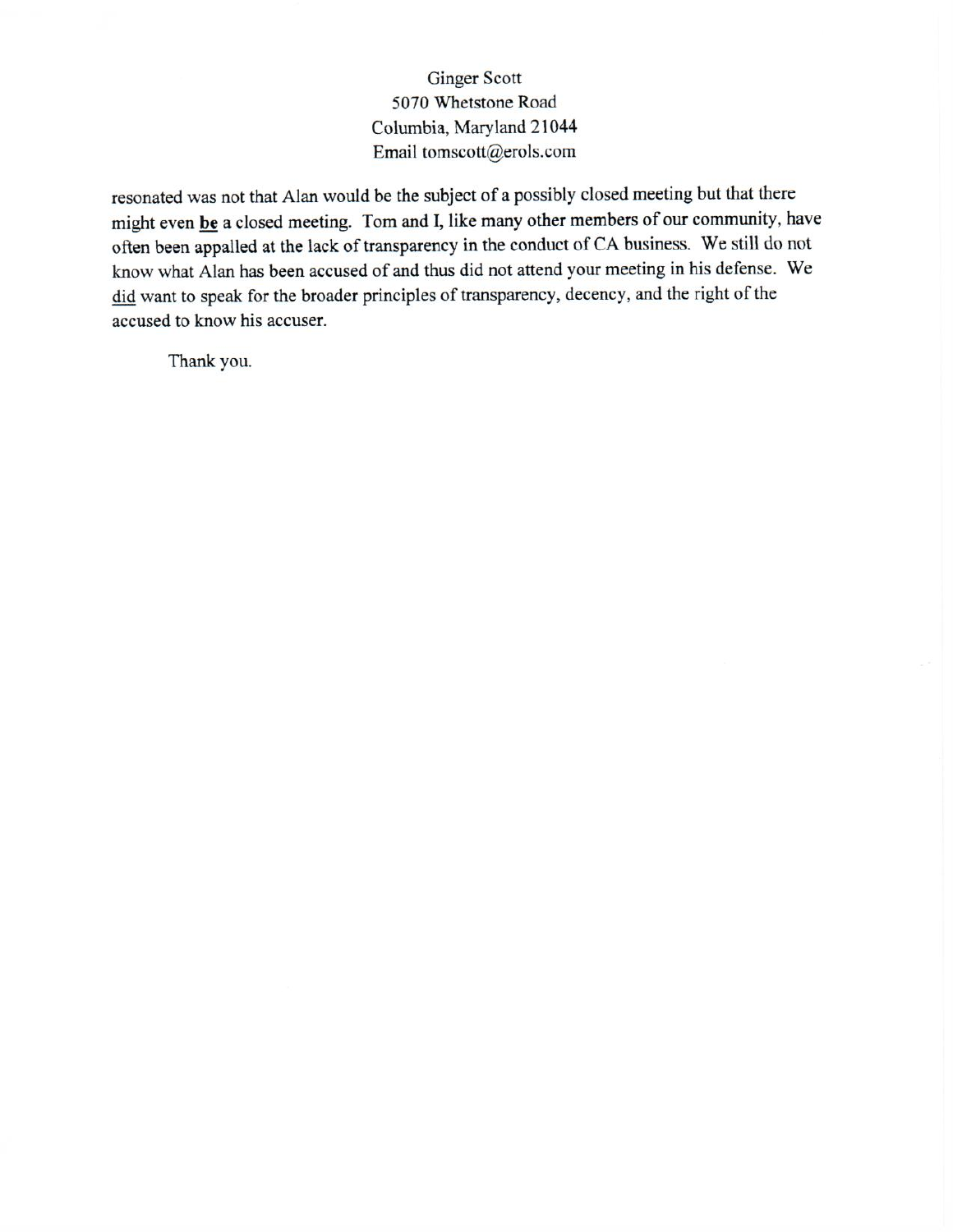Ginger Scott
5070 Whetstone Road
Columbia, Maryland 21044
Email tomscott@erols.com

resonated was not that Alan would be the subject of a possibly closed meeting but that there might even **be** a closed meeting. Tom and I, like many other members of our community, have often been appalled at the lack of transparency in the conduct of CA business. We still do not know what Alan has been accused of and thus did not attend your meeting in his defense. We did want to speak for the broader principles of transparency, decency, and the right of the accused to know his accuser.

Thank you.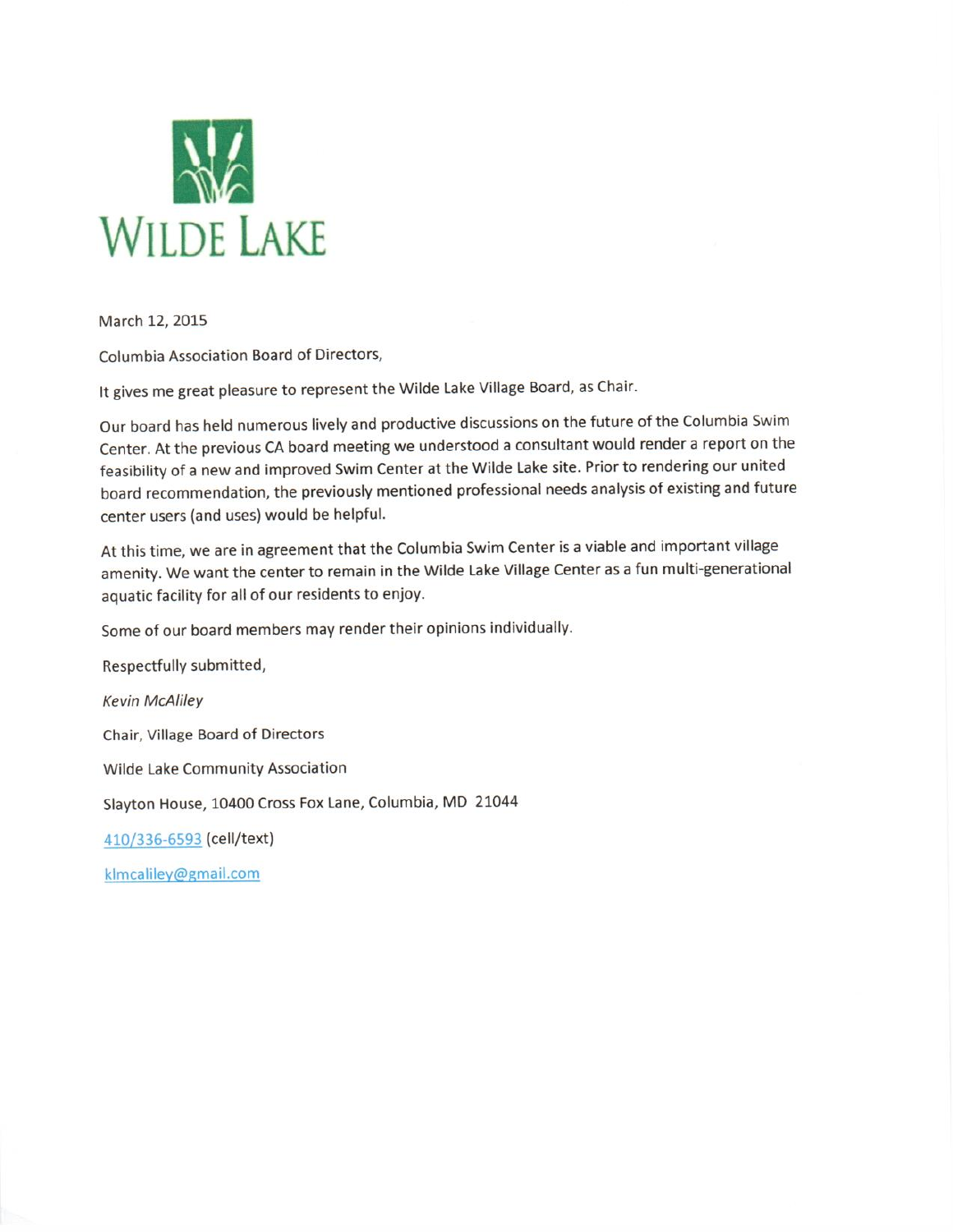# WILDE LAKE

March 12, 2015

Columbia Association Board of Directors,

It gives me great pleasure to represent the Wilde Lake Village Board, as Chair.

Our board has held numerous lively and productive discussions on the future of the Columbia Swim Center. At the previous CA board meeting we understood a consultant would render a report on the feasibility of a new and improved Swim Center at the Wilde Lake site. Prior to rendering our united board recommendation, the previously mentioned professional needs analysis of existing and future center users (and uses) would be helpful.

At this time, we are in agreement that the Columbia Swim Center is a viable and important village amenity. We want the center to remain in the Wilde Lake Village Center as a fun multi-generational aquatic facility for all of our residents to enjoy.

Some of our board members may render their opinions individually.

Respectfully submitted,

*Kevin McAliley*

Chair, Village Board of Directors

Wilde Lake Community Association

Slayton House, 10400 Cross Fox Lane, Columbia, MD 21044

410/336-6593 (cell/text)

klmcaliley@gmail.com